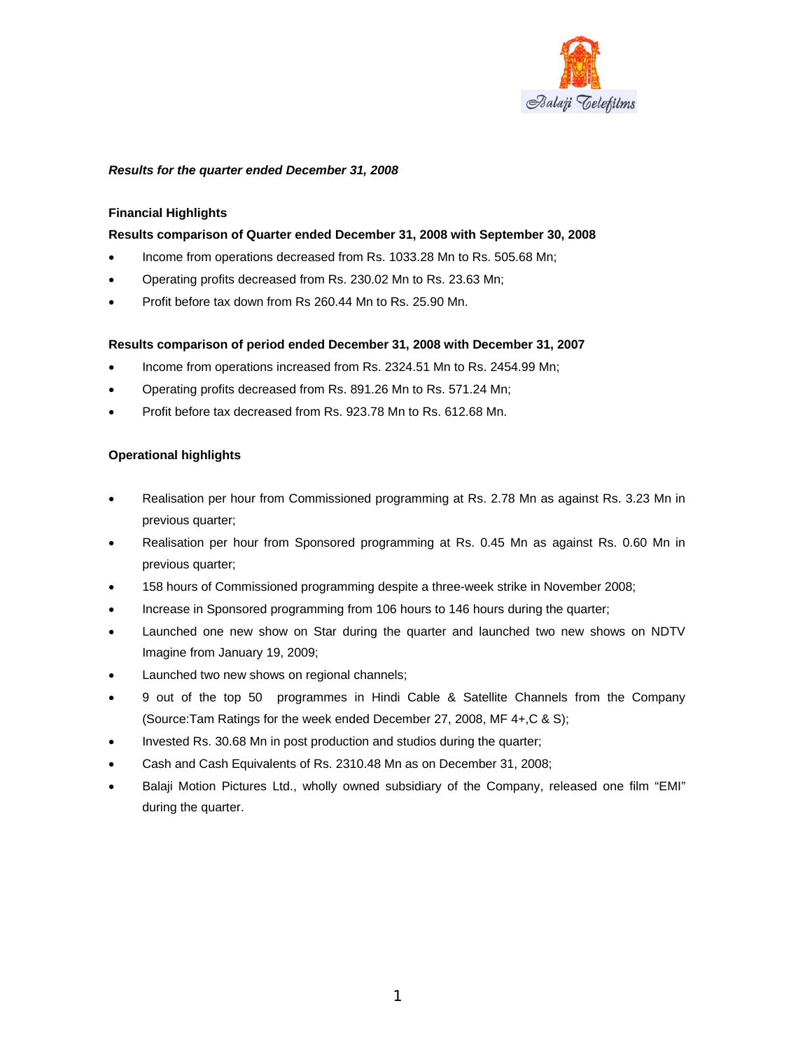*Results for the quarter ended December 31, 2008*

**Financial Highlights**

**Results comparison of Quarter ended December 31, 2008 with September 30, 2008**

- Income from operations decreased from Rs. 1033.28 Mn to Rs. 505.68 Mn;
- Operating profits decreased from Rs. 230.02 Mn to Rs. 23.63 Mn;
- Profit before tax down from Rs 260.44 Mn to Rs. 25.90 Mn.

**Results comparison of period ended December 31, 2008 with December 31, 2007**

- Income from operations increased from Rs. 2324.51 Mn to Rs. 2454.99 Mn;
- Operating profits decreased from Rs. 891.26 Mn to Rs. 571.24 Mn;
- Profit before tax decreased from Rs. 923.78 Mn to Rs. 612.68 Mn.

**Operational highlights**

- Realisation per hour from Commissioned programming at Rs. 2.78 Mn as against Rs. 3.23 Mn in previous quarter;
- Realisation per hour from Sponsored programming at Rs. 0.45 Mn as against Rs. 0.60 Mn in previous quarter;
- 158 hours of Commissioned programming despite a three-week strike in November 2008;
- Increase in Sponsored programming from 106 hours to 146 hours during the quarter;
- Launched one new show on Star during the quarter and launched two new shows on NDTV Imagine from January 19, 2009;
- Launched two new shows on regional channels;
- 9 out of the top 50 programmes in Hindi Cable & Satellite Channels from the Company (Source:Tam Ratings for the week ended December 27, 2008, MF 4+,C & S);
- Invested Rs. 30.68 Mn in post production and studios during the quarter;
- Cash and Cash Equivalents of Rs. 2310.48 Mn as on December 31, 2008;
- Balaji Motion Pictures Ltd., wholly owned subsidiary of the Company, released one film "EMI" during the quarter.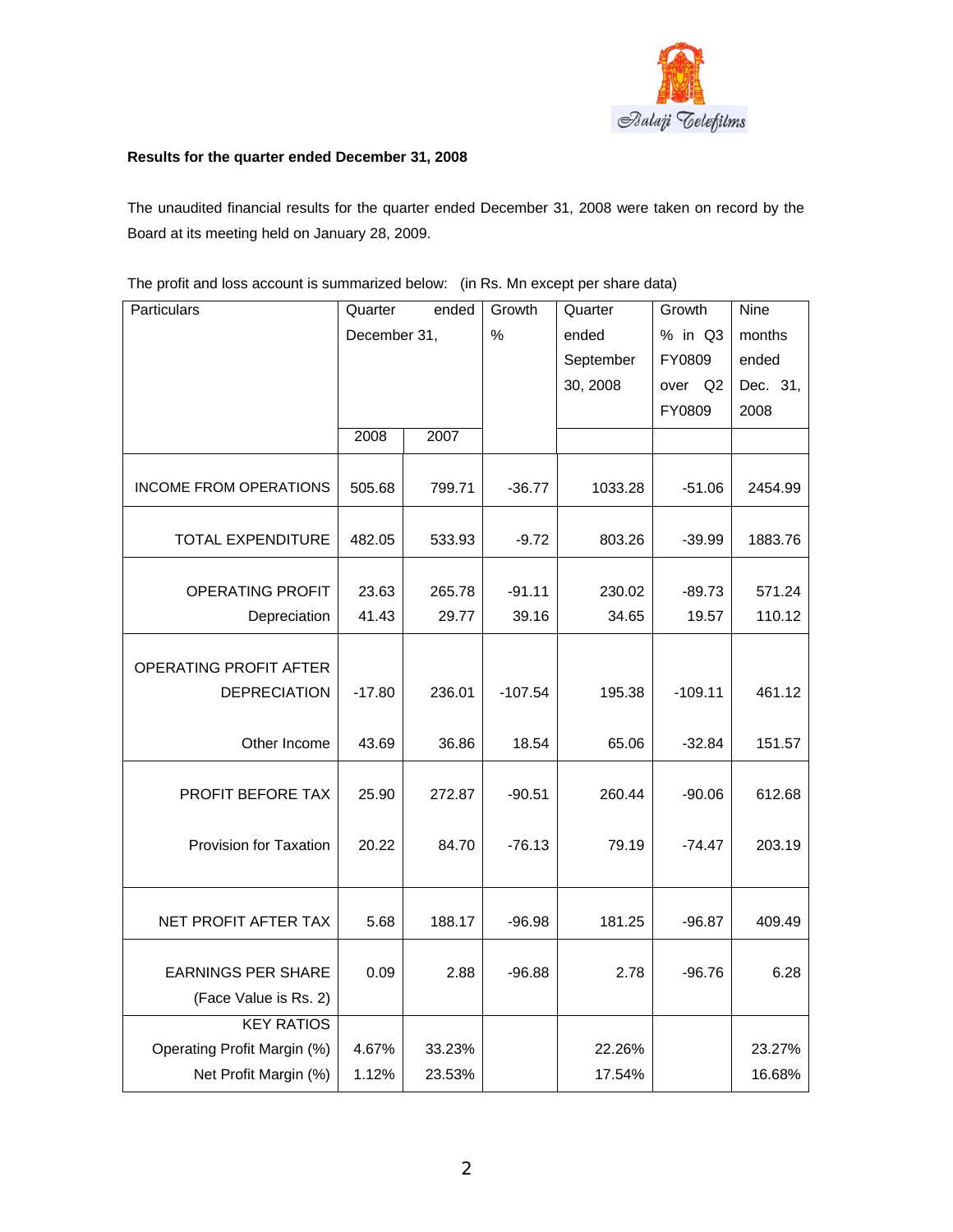**Results for the quarter ended December 31, 2008**

The unaudited financial results for the quarter ended December 31, 2008 were taken on record by the Board at its meeting held on January 28, 2009.

The profit and loss account is summarized below: (in Rs. Mn except per share data)

| Particulars | Quarter ended December 31, | | Growth % | Quarter ended September 30, 2008 | Growth % in Q3 FY0809 over Q2 FY0809 | Nine months ended Dec. 31, 2008 |
|---|---|---|---|---|---|---|
| | 2008 | 2007 | | | | |
| INCOME FROM OPERATIONS | 505.68 | 799.71 | -36.77 | 1033.28 | -51.06 | 2454.99 |
| TOTAL EXPENDITURE | 482.05 | 533.93 | -9.72 | 803.26 | -39.99 | 1883.76 |
| OPERATING PROFIT | 23.63 | 265.78 | -91.11 | 230.02 | -89.73 | 571.24 |
| Depreciation | 41.43 | 29.77 | 39.16 | 34.65 | 19.57 | 110.12 |
| OPERATING PROFIT AFTER DEPRECIATION | -17.80 | 236.01 | -107.54 | 195.38 | -109.11 | 461.12 |
| Other Income | 43.69 | 36.86 | 18.54 | 65.06 | -32.84 | 151.57 |
| PROFIT BEFORE TAX | 25.90 | 272.87 | -90.51 | 260.44 | -90.06 | 612.68 |
| Provision for Taxation | 20.22 | 84.70 | -76.13 | 79.19 | -74.47 | 203.19 |
| NET PROFIT AFTER TAX | 5.68 | 188.17 | -96.98 | 181.25 | -96.87 | 409.49 |
| EARNINGS PER SHARE (Face Value is Rs. 2) | 0.09 | 2.88 | -96.88 | 2.78 | -96.76 | 6.28 |
| KEY RATIOS | | | | | | |
| Operating Profit Margin (%) | 4.67% | 33.23% | | 22.26% | | 23.27% |
| Net Profit Margin (%) | 1.12% | 23.53% | | 17.54% | | 16.68% |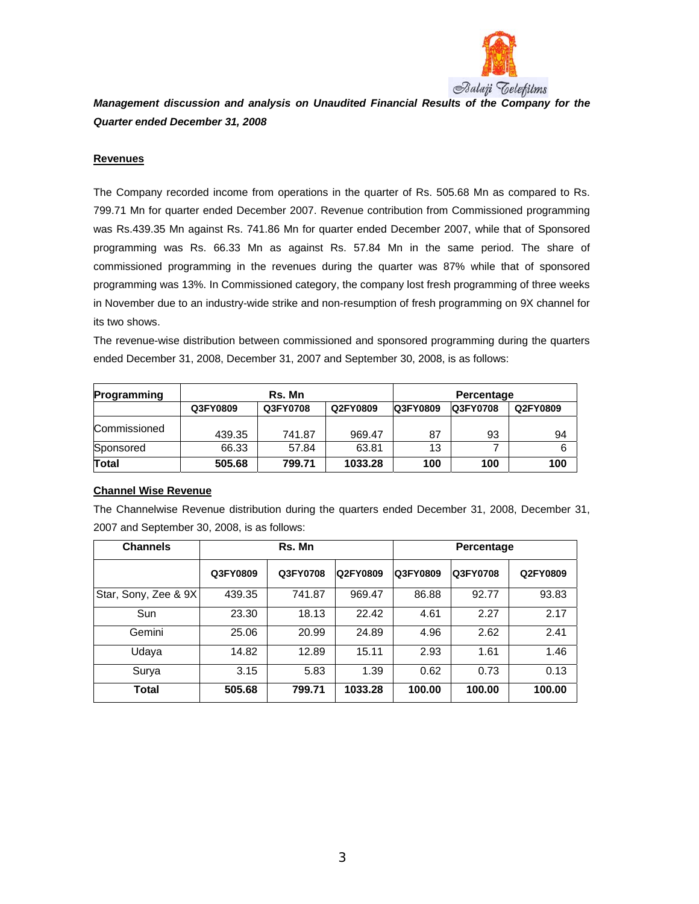***Management discussion and analysis on Unaudited Financial Results of the Company for the Quarter ended December 31, 2008***

**Revenues**

The Company recorded income from operations in the quarter of Rs. 505.68 Mn as compared to Rs. 799.71 Mn for quarter ended December 2007. Revenue contribution from Commissioned programming was Rs.439.35 Mn against Rs. 741.86 Mn for quarter ended December 2007, while that of Sponsored programming was Rs. 66.33 Mn as against Rs. 57.84 Mn in the same period. The share of commissioned programming in the revenues during the quarter was 87% while that of sponsored programming was 13%. In Commissioned category, the company lost fresh programming of three weeks in November due to an industry-wide strike and non-resumption of fresh programming on 9X channel for its two shows.

The revenue-wise distribution between commissioned and sponsored programming during the quarters ended December 31, 2008, December 31, 2007 and September 30, 2008, is as follows:

| Programming | Rs. Mn | | | Percentage | | |
|---|---|---|---|---|---|---|
| | Q3FY0809 | Q3FY0708 | Q2FY0809 | Q3FY0809 | Q3FY0708 | Q2FY0809 |
| Commissioned | 439.35 | 741.87 | 969.47 | 87 | 93 | 94 |
| Sponsored | 66.33 | 57.84 | 63.81 | 13 | 7 | 6 |
| **Total** | **505.68** | **799.71** | **1033.28** | **100** | **100** | **100** |

**Channel Wise Revenue**

The Channelwise Revenue distribution during the quarters ended December 31, 2008, December 31, 2007 and September 30, 2008, is as follows:

| Channels | Rs. Mn | | | Percentage | | |
|---|---|---|---|---|---|---|
| | Q3FY0809 | Q3FY0708 | Q2FY0809 | Q3FY0809 | Q3FY0708 | Q2FY0809 |
| Star, Sony, Zee & 9X | 439.35 | 741.87 | 969.47 | 86.88 | 92.77 | 93.83 |
| Sun | 23.30 | 18.13 | 22.42 | 4.61 | 2.27 | 2.17 |
| Gemini | 25.06 | 20.99 | 24.89 | 4.96 | 2.62 | 2.41 |
| Udaya | 14.82 | 12.89 | 15.11 | 2.93 | 1.61 | 1.46 |
| Surya | 3.15 | 5.83 | 1.39 | 0.62 | 0.73 | 0.13 |
| **Total** | **505.68** | **799.71** | **1033.28** | **100.00** | **100.00** | **100.00** |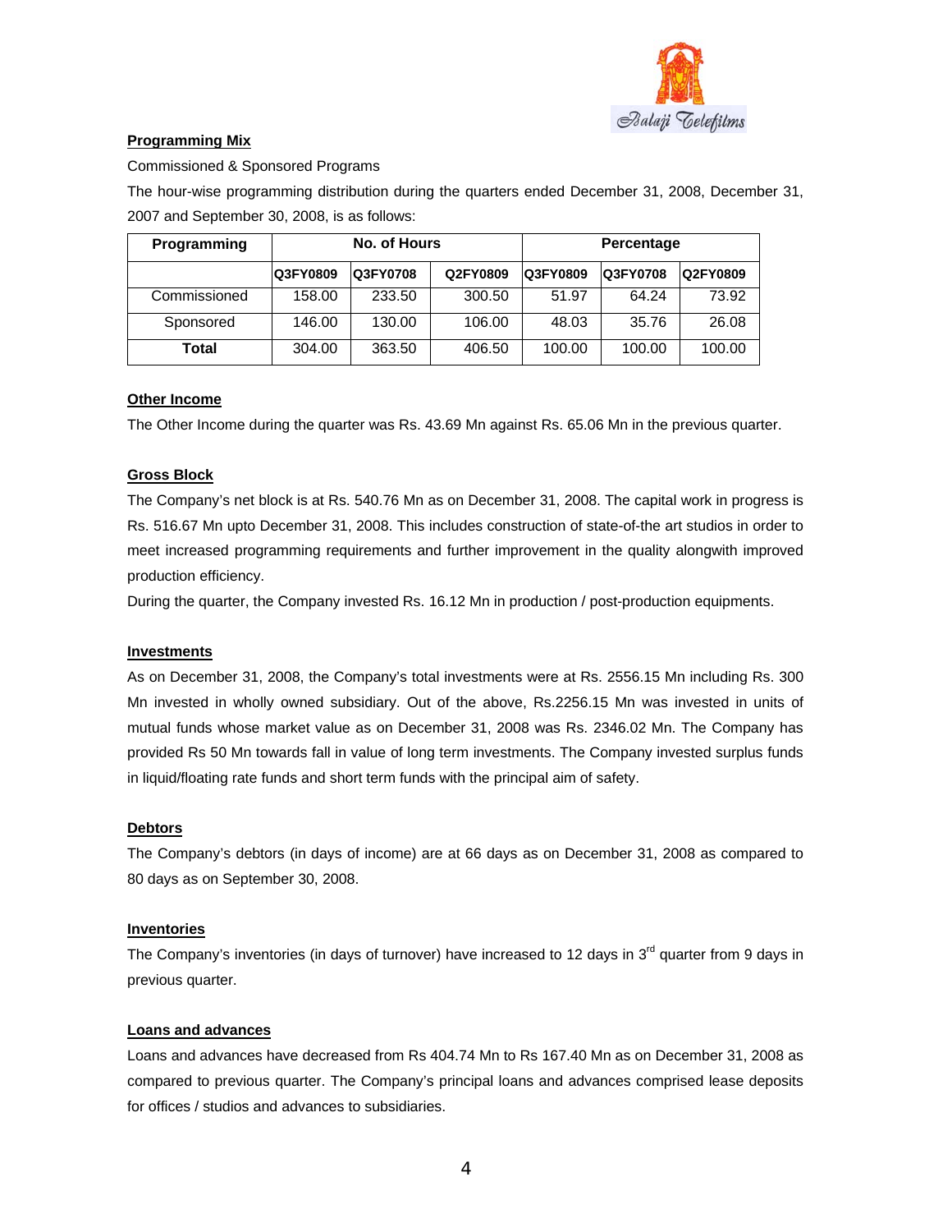## Programming Mix

Commissioned & Sponsored Programs

The hour-wise programming distribution during the quarters ended December 31, 2008, December 31, 2007 and September 30, 2008, is as follows:

| Programming | No. of Hours | | | Percentage | | |
|---|---|---|---|---|---|---|
| | Q3FY0809 | Q3FY0708 | Q2FY0809 | Q3FY0809 | Q3FY0708 | Q2FY0809 |
| Commissioned | 158.00 | 233.50 | 300.50 | 51.97 | 64.24 | 73.92 |
| Sponsored | 146.00 | 130.00 | 106.00 | 48.03 | 35.76 | 26.08 |
| **Total** | 304.00 | 363.50 | 406.50 | 100.00 | 100.00 | 100.00 |

## Other Income

The Other Income during the quarter was Rs. 43.69 Mn against Rs. 65.06 Mn in the previous quarter.

## Gross Block

The Company's net block is at Rs. 540.76 Mn as on December 31, 2008. The capital work in progress is Rs. 516.67 Mn upto December 31, 2008. This includes construction of state-of-the art studios in order to meet increased programming requirements and further improvement in the quality alongwith improved production efficiency.

During the quarter, the Company invested Rs. 16.12 Mn in production / post-production equipments.

## Investments

As on December 31, 2008, the Company's total investments were at Rs. 2556.15 Mn including Rs. 300 Mn invested in wholly owned subsidiary. Out of the above, Rs.2256.15 Mn was invested in units of mutual funds whose market value as on December 31, 2008 was Rs. 2346.02 Mn. The Company has provided Rs 50 Mn towards fall in value of long term investments. The Company invested surplus funds in liquid/floating rate funds and short term funds with the principal aim of safety.

## Debtors

The Company's debtors (in days of income) are at 66 days as on December 31, 2008 as compared to 80 days as on September 30, 2008.

## Inventories

The Company's inventories (in days of turnover) have increased to 12 days in 3rd quarter from 9 days in previous quarter.

## Loans and advances

Loans and advances have decreased from Rs 404.74 Mn to Rs 167.40 Mn as on December 31, 2008 as compared to previous quarter. The Company's principal loans and advances comprised lease deposits for offices / studios and advances to subsidiaries.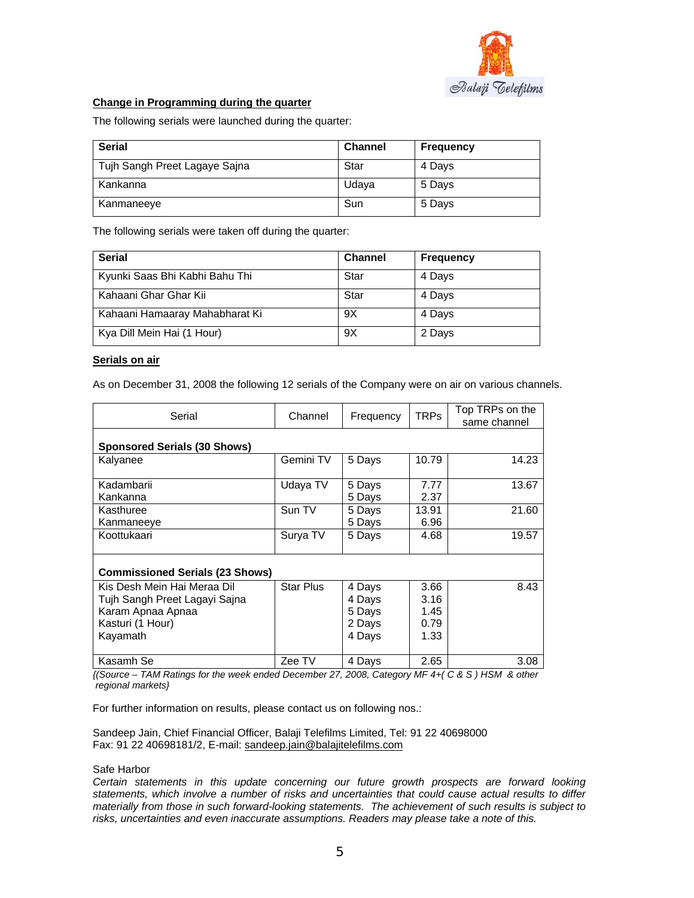**Change in Programming during the quarter**

The following serials were launched during the quarter:

| Serial | Channel | Frequency |
|---|---|---|
| Tujh Sangh Preet Lagaye Sajna | Star | 4 Days |
| Kankanna | Udaya | 5 Days |
| Kanmaneeye | Sun | 5 Days |

The following serials were taken off during the quarter:

| Serial | Channel | Frequency |
|---|---|---|
| Kyunki Saas Bhi Kabhi Bahu Thi | Star | 4 Days |
| Kahaani Ghar Ghar Kii | Star | 4 Days |
| Kahaani Hamaaray Mahabharat Ki | 9X | 4 Days |
| Kya Dill Mein Hai (1 Hour) | 9X | 2 Days |

**Serials on air**

As on December 31, 2008 the following 12 serials of the Company were on air on various channels.

| Serial | Channel | Frequency | TRPs | Top TRPs on the same channel |
|---|---|---|---|---|
| **Sponsored Serials (30 Shows)** | | | | |
| Kalyanee | Gemini TV | 5 Days | 10.79 | 14.23 |
| Kadambarii<br>Kankanna | Udaya TV | 5 Days<br>5 Days | 7.77<br>2.37 | 13.67 |
| Kasthuree<br>Kanmaneeye | Sun TV | 5 Days<br>5 Days | 13.91<br>6.96 | 21.60 |
| Koottukaari | Surya TV | 5 Days | 4.68 | 19.57 |
| **Commissioned Serials (23 Shows)** | | | | |
| Kis Desh Mein Hai Meraa Dil<br>Tujh Sangh Preet Lagayi Sajna<br>Karam Apnaa Apnaa<br>Kasturi (1 Hour)<br>Kayamath | Star Plus | 4 Days<br>4 Days<br>5 Days<br>2 Days<br>4 Days | 3.66<br>3.16<br>1.45<br>0.79<br>1.33 | 8.43 |
| Kasamh Se | Zee TV | 4 Days | 2.65 | 3.08 |

*{(Source – TAM Ratings for the week ended December 27, 2008, Category MF 4+( C & S ) HSM & other regional markets}*

For further information on results, please contact us on following nos.:

Sandeep Jain, Chief Financial Officer, Balaji Telefilms Limited, Tel: 91 22 40698000
Fax: 91 22 40698181/2, E-mail: sandeep.jain@balajitelefilms.com

Safe Harbor

*Certain statements in this update concerning our future growth prospects are forward looking statements, which involve a number of risks and uncertainties that could cause actual results to differ materially from those in such forward-looking statements. The achievement of such results is subject to risks, uncertainties and even inaccurate assumptions. Readers may please take a note of this.*